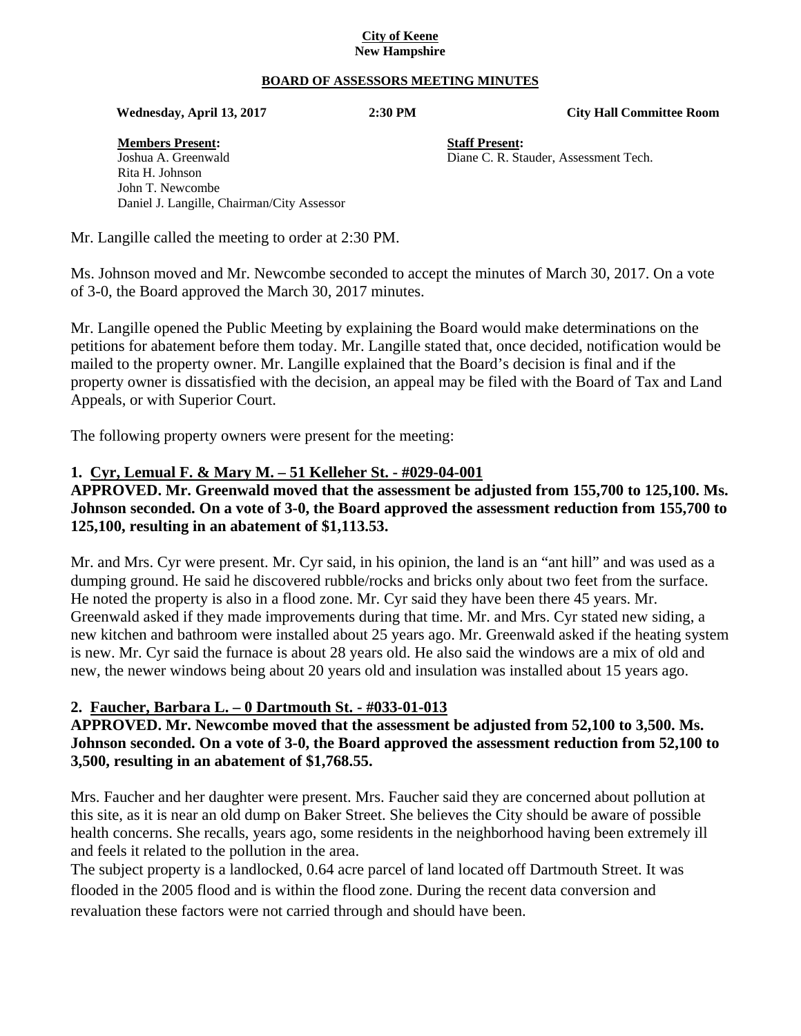**City of Keene**
**New Hampshire**

**BOARD OF ASSESSORS MEETING MINUTES**

**Wednesday, April 13, 2017** **2:30 PM** **City Hall Committee Room**

**Members Present:**
Joshua A. Greenwald
Rita H. Johnson
John T. Newcombe
Daniel J. Langille, Chairman/City Assessor

**Staff Present:**
Diane C. R. Stauder, Assessment Tech.

Mr. Langille called the meeting to order at 2:30 PM.

Ms. Johnson moved and Mr. Newcombe seconded to accept the minutes of March 30, 2017. On a vote of 3-0, the Board approved the March 30, 2017 minutes.

Mr. Langille opened the Public Meeting by explaining the Board would make determinations on the petitions for abatement before them today. Mr. Langille stated that, once decided, notification would be mailed to the property owner. Mr. Langille explained that the Board's decision is final and if the property owner is dissatisfied with the decision, an appeal may be filed with the Board of Tax and Land Appeals, or with Superior Court.

The following property owners were present for the meeting:

**1. Cyr, Lemual F. & Mary M. – 51 Kelleher St. - #029-04-001**
**APPROVED. Mr. Greenwald moved that the assessment be adjusted from 155,700 to 125,100. Ms. Johnson seconded. On a vote of 3-0, the Board approved the assessment reduction from 155,700 to 125,100, resulting in an abatement of $1,113.53.**

Mr. and Mrs. Cyr were present. Mr. Cyr said, in his opinion, the land is an "ant hill" and was used as a dumping ground. He said he discovered rubble/rocks and bricks only about two feet from the surface. He noted the property is also in a flood zone. Mr. Cyr said they have been there 45 years. Mr. Greenwald asked if they made improvements during that time. Mr. and Mrs. Cyr stated new siding, a new kitchen and bathroom were installed about 25 years ago. Mr. Greenwald asked if the heating system is new. Mr. Cyr said the furnace is about 28 years old. He also said the windows are a mix of old and new, the newer windows being about 20 years old and insulation was installed about 15 years ago.

**2. Faucher, Barbara L. – 0 Dartmouth St. - #033-01-013**
**APPROVED. Mr. Newcombe moved that the assessment be adjusted from 52,100 to 3,500. Ms. Johnson seconded. On a vote of 3-0, the Board approved the assessment reduction from 52,100 to 3,500, resulting in an abatement of $1,768.55.**

Mrs. Faucher and her daughter were present. Mrs. Faucher said they are concerned about pollution at this site, as it is near an old dump on Baker Street. She believes the City should be aware of possible health concerns. She recalls, years ago, some residents in the neighborhood having been extremely ill and feels it related to the pollution in the area.

The subject property is a landlocked, 0.64 acre parcel of land located off Dartmouth Street. It was flooded in the 2005 flood and is within the flood zone. During the recent data conversion and revaluation these factors were not carried through and should have been.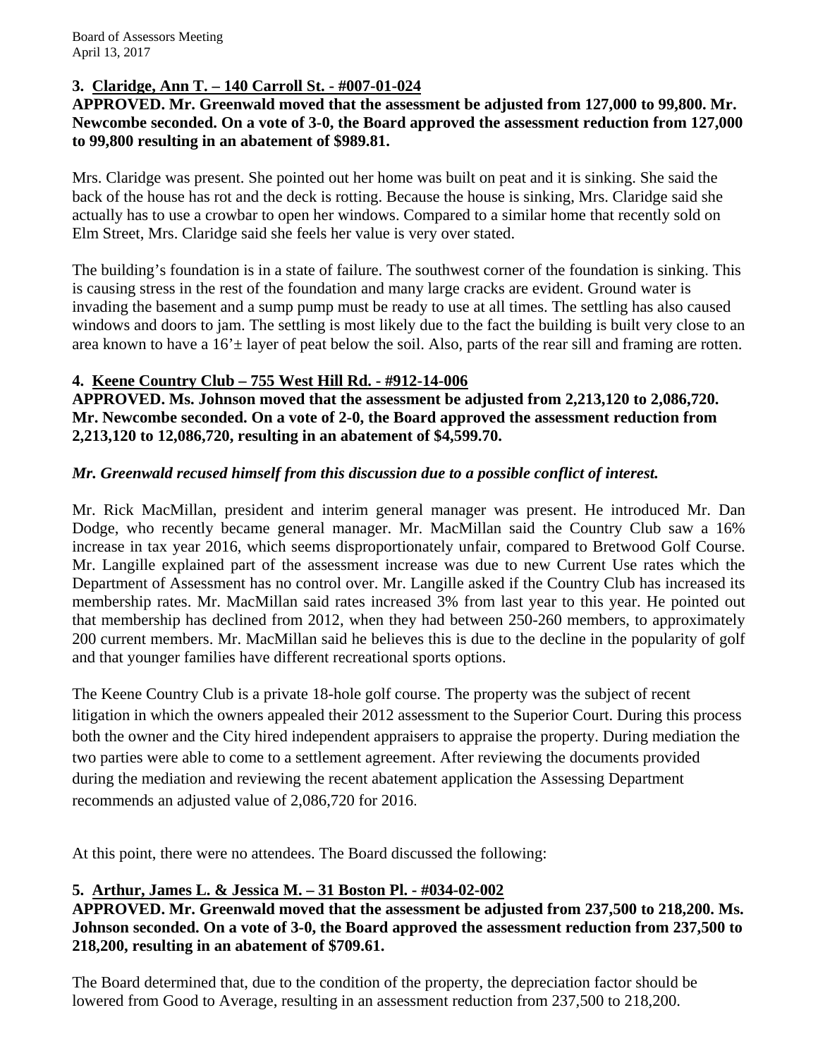**3. Claridge, Ann T. – 140 Carroll St. - #007-01-024**

**APPROVED. Mr. Greenwald moved that the assessment be adjusted from 127,000 to 99,800. Mr. Newcombe seconded. On a vote of 3-0, the Board approved the assessment reduction from 127,000 to 99,800 resulting in an abatement of $989.81.**

Mrs. Claridge was present. She pointed out her home was built on peat and it is sinking. She said the back of the house has rot and the deck is rotting. Because the house is sinking, Mrs. Claridge said she actually has to use a crowbar to open her windows. Compared to a similar home that recently sold on Elm Street, Mrs. Claridge said she feels her value is very over stated.

The building's foundation is in a state of failure. The southwest corner of the foundation is sinking. This is causing stress in the rest of the foundation and many large cracks are evident. Ground water is invading the basement and a sump pump must be ready to use at all times. The settling has also caused windows and doors to jam. The settling is most likely due to the fact the building is built very close to an area known to have a 16'± layer of peat below the soil. Also, parts of the rear sill and framing are rotten.

**4. Keene Country Club – 755 West Hill Rd. - #912-14-006**

**APPROVED. Ms. Johnson moved that the assessment be adjusted from 2,213,120 to 2,086,720. Mr. Newcombe seconded. On a vote of 2-0, the Board approved the assessment reduction from 2,213,120 to 12,086,720, resulting in an abatement of $4,599.70.**

***Mr. Greenwald recused himself from this discussion due to a possible conflict of interest.***

Mr. Rick MacMillan, president and interim general manager was present. He introduced Mr. Dan Dodge, who recently became general manager. Mr. MacMillan said the Country Club saw a 16% increase in tax year 2016, which seems disproportionately unfair, compared to Bretwood Golf Course. Mr. Langille explained part of the assessment increase was due to new Current Use rates which the Department of Assessment has no control over. Mr. Langille asked if the Country Club has increased its membership rates. Mr. MacMillan said rates increased 3% from last year to this year. He pointed out that membership has declined from 2012, when they had between 250-260 members, to approximately 200 current members. Mr. MacMillan said he believes this is due to the decline in the popularity of golf and that younger families have different recreational sports options.

The Keene Country Club is a private 18-hole golf course. The property was the subject of recent litigation in which the owners appealed their 2012 assessment to the Superior Court. During this process both the owner and the City hired independent appraisers to appraise the property. During mediation the two parties were able to come to a settlement agreement. After reviewing the documents provided during the mediation and reviewing the recent abatement application the Assessing Department recommends an adjusted value of 2,086,720 for 2016.

At this point, there were no attendees. The Board discussed the following:

**5. Arthur, James L. & Jessica M. – 31 Boston Pl. - #034-02-002**

**APPROVED. Mr. Greenwald moved that the assessment be adjusted from 237,500 to 218,200. Ms. Johnson seconded. On a vote of 3-0, the Board approved the assessment reduction from 237,500 to 218,200, resulting in an abatement of $709.61.**

The Board determined that, due to the condition of the property, the depreciation factor should be lowered from Good to Average, resulting in an assessment reduction from 237,500 to 218,200.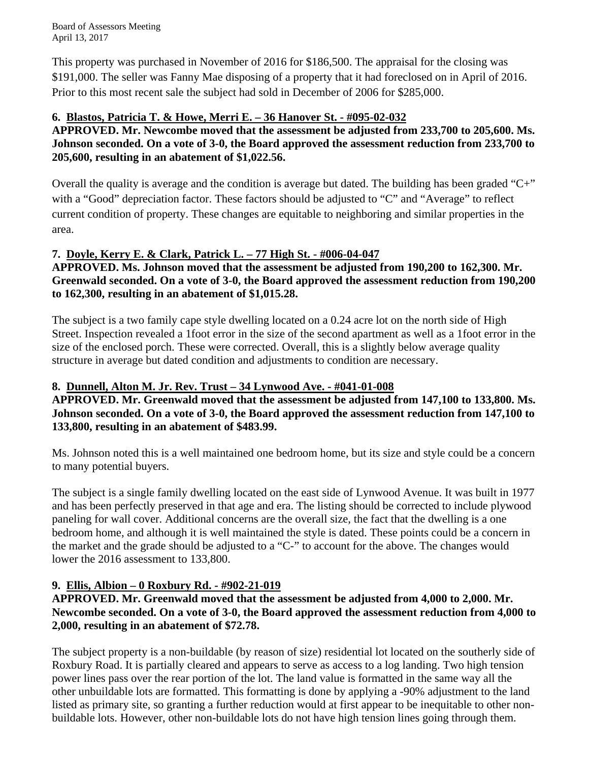This property was purchased in November of 2016 for \$186,500. The appraisal for the closing was \$191,000. The seller was Fanny Mae disposing of a property that it had foreclosed on in April of 2016. Prior to this most recent sale the subject had sold in December of 2006 for \$285,000.

**6. <u>Blastos, Patricia T. & Howe, Merri E. – 36 Hanover St. - #095-02-032</u>**
**APPROVED. Mr. Newcombe moved that the assessment be adjusted from 233,700 to 205,600. Ms. Johnson seconded. On a vote of 3-0, the Board approved the assessment reduction from 233,700 to 205,600, resulting in an abatement of \$1,022.56.**

Overall the quality is average and the condition is average but dated. The building has been graded "C+" with a "Good" depreciation factor. These factors should be adjusted to "C" and "Average" to reflect current condition of property. These changes are equitable to neighboring and similar properties in the area.

**7. <u>Doyle, Kerry E. & Clark, Patrick L. – 77 High St. - #006-04-047</u>**
**APPROVED. Ms. Johnson moved that the assessment be adjusted from 190,200 to 162,300. Mr. Greenwald seconded. On a vote of 3-0, the Board approved the assessment reduction from 190,200 to 162,300, resulting in an abatement of \$1,015.28.**

The subject is a two family cape style dwelling located on a 0.24 acre lot on the north side of High Street. Inspection revealed a 1foot error in the size of the second apartment as well as a 1foot error in the size of the enclosed porch. These were corrected. Overall, this is a slightly below average quality structure in average but dated condition and adjustments to condition are necessary.

**8. <u>Dunnell, Alton M. Jr. Rev. Trust – 34 Lynwood Ave. - #041-01-008</u>**
**APPROVED. Mr. Greenwald moved that the assessment be adjusted from 147,100 to 133,800. Ms. Johnson seconded. On a vote of 3-0, the Board approved the assessment reduction from 147,100 to 133,800, resulting in an abatement of \$483.99.**

Ms. Johnson noted this is a well maintained one bedroom home, but its size and style could be a concern to many potential buyers.

The subject is a single family dwelling located on the east side of Lynwood Avenue. It was built in 1977 and has been perfectly preserved in that age and era. The listing should be corrected to include plywood paneling for wall cover. Additional concerns are the overall size, the fact that the dwelling is a one bedroom home, and although it is well maintained the style is dated. These points could be a concern in the market and the grade should be adjusted to a "C-" to account for the above. The changes would lower the 2016 assessment to 133,800.

**9. <u>Ellis, Albion – 0 Roxbury Rd. - #902-21-019</u>**
**APPROVED. Mr. Greenwald moved that the assessment be adjusted from 4,000 to 2,000. Mr. Newcombe seconded. On a vote of 3-0, the Board approved the assessment reduction from 4,000 to 2,000, resulting in an abatement of \$72.78.**

The subject property is a non-buildable (by reason of size) residential lot located on the southerly side of Roxbury Road. It is partially cleared and appears to serve as access to a log landing. Two high tension power lines pass over the rear portion of the lot. The land value is formatted in the same way all the other unbuildable lots are formatted. This formatting is done by applying a -90% adjustment to the land listed as primary site, so granting a further reduction would at first appear to be inequitable to other non-buildable lots. However, other non-buildable lots do not have high tension lines going through them.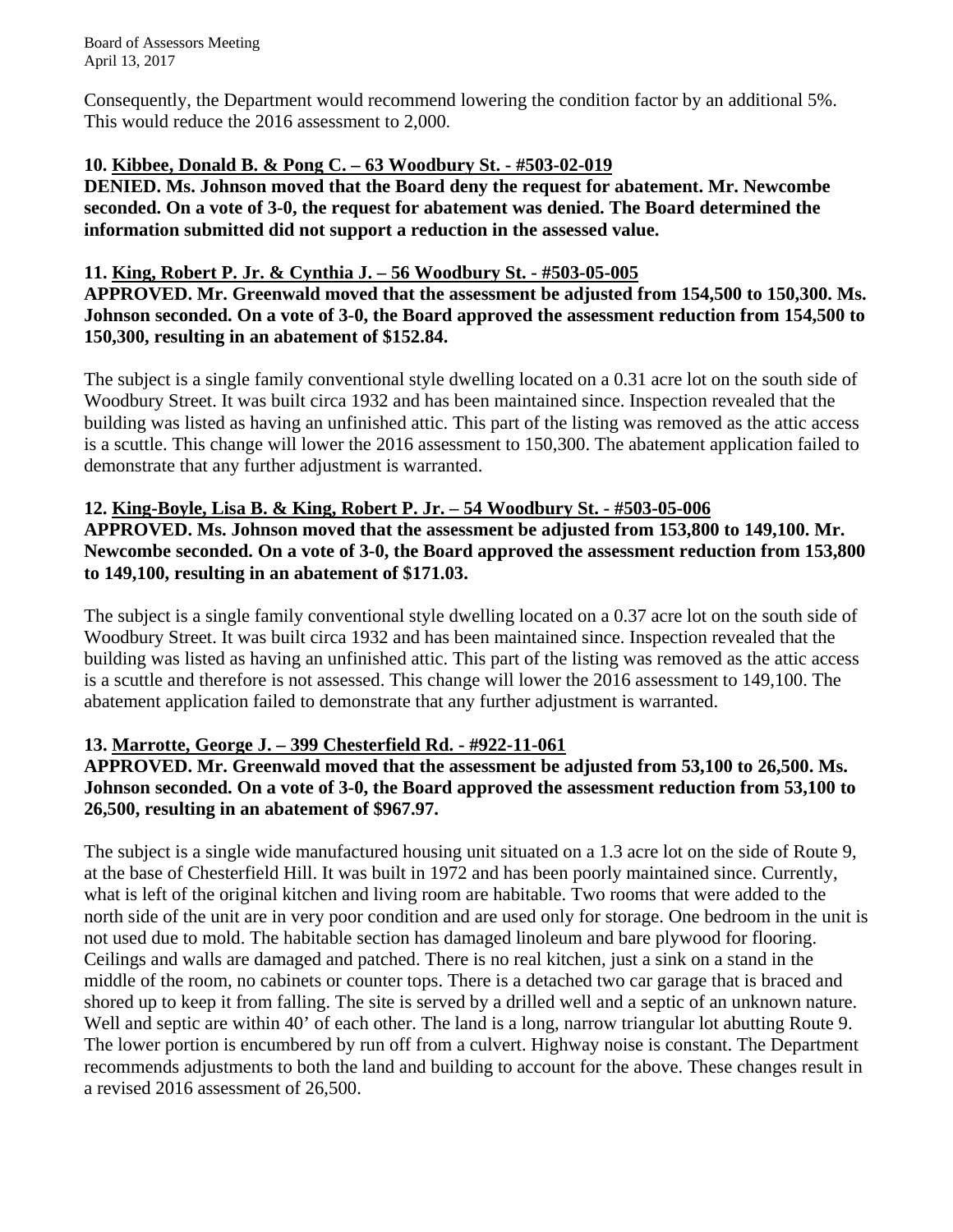Consequently, the Department would recommend lowering the condition factor by an additional 5%. This would reduce the 2016 assessment to 2,000.

**10. Kibbee, Donald B. & Pong C. – 63 Woodbury St. - #503-02-019**

**DENIED. Ms. Johnson moved that the Board deny the request for abatement. Mr. Newcombe seconded. On a vote of 3-0, the request for abatement was denied. The Board determined the information submitted did not support a reduction in the assessed value.**

**11. King, Robert P. Jr. & Cynthia J. – 56 Woodbury St. - #503-05-005**

**APPROVED. Mr. Greenwald moved that the assessment be adjusted from 154,500 to 150,300. Ms. Johnson seconded. On a vote of 3-0, the Board approved the assessment reduction from 154,500 to 150,300, resulting in an abatement of $152.84.**

The subject is a single family conventional style dwelling located on a 0.31 acre lot on the south side of Woodbury Street. It was built circa 1932 and has been maintained since. Inspection revealed that the building was listed as having an unfinished attic. This part of the listing was removed as the attic access is a scuttle. This change will lower the 2016 assessment to 150,300. The abatement application failed to demonstrate that any further adjustment is warranted.

**12. King-Boyle, Lisa B. & King, Robert P. Jr. – 54 Woodbury St. - #503-05-006**

**APPROVED. Ms. Johnson moved that the assessment be adjusted from 153,800 to 149,100. Mr. Newcombe seconded. On a vote of 3-0, the Board approved the assessment reduction from 153,800 to 149,100, resulting in an abatement of $171.03.**

The subject is a single family conventional style dwelling located on a 0.37 acre lot on the south side of Woodbury Street. It was built circa 1932 and has been maintained since. Inspection revealed that the building was listed as having an unfinished attic. This part of the listing was removed as the attic access is a scuttle and therefore is not assessed. This change will lower the 2016 assessment to 149,100. The abatement application failed to demonstrate that any further adjustment is warranted.

**13. Marrotte, George J. – 399 Chesterfield Rd. - #922-11-061**

**APPROVED. Mr. Greenwald moved that the assessment be adjusted from 53,100 to 26,500. Ms. Johnson seconded. On a vote of 3-0, the Board approved the assessment reduction from 53,100 to 26,500, resulting in an abatement of $967.97.**

The subject is a single wide manufactured housing unit situated on a 1.3 acre lot on the side of Route 9, at the base of Chesterfield Hill. It was built in 1972 and has been poorly maintained since. Currently, what is left of the original kitchen and living room are habitable. Two rooms that were added to the north side of the unit are in very poor condition and are used only for storage. One bedroom in the unit is not used due to mold. The habitable section has damaged linoleum and bare plywood for flooring. Ceilings and walls are damaged and patched. There is no real kitchen, just a sink on a stand in the middle of the room, no cabinets or counter tops. There is a detached two car garage that is braced and shored up to keep it from falling. The site is served by a drilled well and a septic of an unknown nature. Well and septic are within 40' of each other. The land is a long, narrow triangular lot abutting Route 9. The lower portion is encumbered by run off from a culvert. Highway noise is constant. The Department recommends adjustments to both the land and building to account for the above. These changes result in a revised 2016 assessment of 26,500.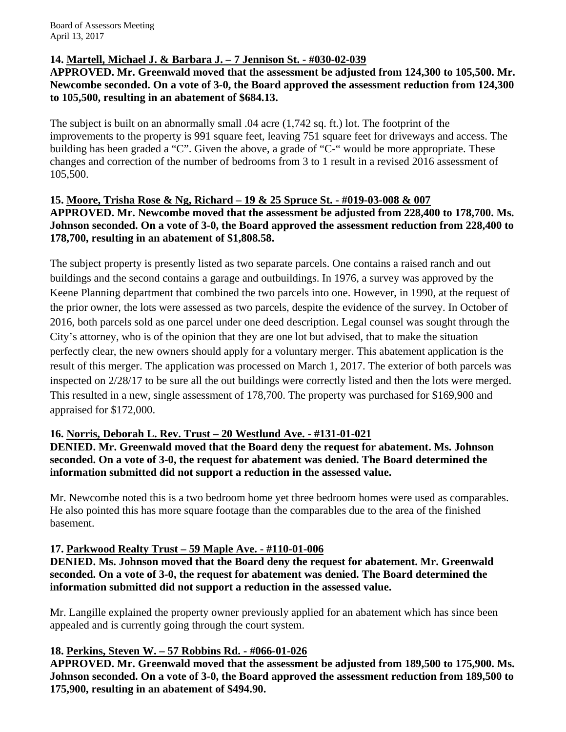**14. <u>Martell, Michael J. & Barbara J. – 7 Jennison St. - #030-02-039</u>**
**APPROVED. Mr. Greenwald moved that the assessment be adjusted from 124,300 to 105,500. Mr. Newcombe seconded. On a vote of 3-0, the Board approved the assessment reduction from 124,300 to 105,500, resulting in an abatement of $684.13.**

The subject is built on an abnormally small .04 acre (1,742 sq. ft.) lot. The footprint of the improvements to the property is 991 square feet, leaving 751 square feet for driveways and access. The building has been graded a "C". Given the above, a grade of "C-" would be more appropriate. These changes and correction of the number of bedrooms from 3 to 1 result in a revised 2016 assessment of 105,500.

**15. <u>Moore, Trisha Rose & Ng, Richard – 19 & 25 Spruce St. - #019-03-008 & 007</u>**
**APPROVED. Mr. Newcombe moved that the assessment be adjusted from 228,400 to 178,700. Ms. Johnson seconded. On a vote of 3-0, the Board approved the assessment reduction from 228,400 to 178,700, resulting in an abatement of $1,808.58.**

The subject property is presently listed as two separate parcels. One contains a raised ranch and out buildings and the second contains a garage and outbuildings. In 1976, a survey was approved by the Keene Planning department that combined the two parcels into one. However, in 1990, at the request of the prior owner, the lots were assessed as two parcels, despite the evidence of the survey. In October of 2016, both parcels sold as one parcel under one deed description. Legal counsel was sought through the City's attorney, who is of the opinion that they are one lot but advised, that to make the situation perfectly clear, the new owners should apply for a voluntary merger. This abatement application is the result of this merger. The application was processed on March 1, 2017. The exterior of both parcels was inspected on 2/28/17 to be sure all the out buildings were correctly listed and then the lots were merged. This resulted in a new, single assessment of 178,700. The property was purchased for $169,900 and appraised for $172,000.

**16. <u>Norris, Deborah L. Rev. Trust – 20 Westlund Ave. - #131-01-021</u>**
**DENIED. Mr. Greenwald moved that the Board deny the request for abatement. Ms. Johnson seconded. On a vote of 3-0, the request for abatement was denied. The Board determined the information submitted did not support a reduction in the assessed value.**

Mr. Newcombe noted this is a two bedroom home yet three bedroom homes were used as comparables. He also pointed this has more square footage than the comparables due to the area of the finished basement.

**17. <u>Parkwood Realty Trust – 59 Maple Ave. - #110-01-006</u>**
**DENIED. Ms. Johnson moved that the Board deny the request for abatement. Mr. Greenwald seconded. On a vote of 3-0, the request for abatement was denied. The Board determined the information submitted did not support a reduction in the assessed value.**

Mr. Langille explained the property owner previously applied for an abatement which has since been appealed and is currently going through the court system.

**18. <u>Perkins, Steven W. – 57 Robbins Rd. - #066-01-026</u>**
**APPROVED. Mr. Greenwald moved that the assessment be adjusted from 189,500 to 175,900. Ms. Johnson seconded. On a vote of 3-0, the Board approved the assessment reduction from 189,500 to 175,900, resulting in an abatement of $494.90.**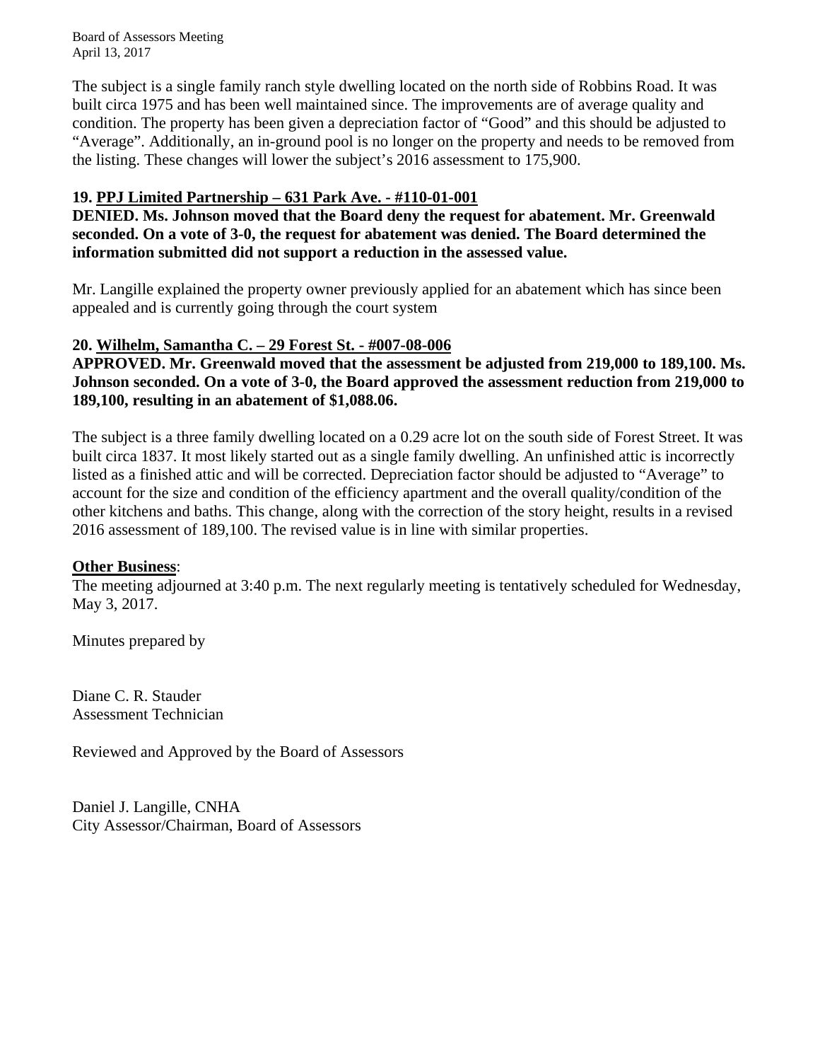The subject is a single family ranch style dwelling located on the north side of Robbins Road. It was built circa 1975 and has been well maintained since. The improvements are of average quality and condition. The property has been given a depreciation factor of "Good" and this should be adjusted to "Average". Additionally, an in-ground pool is no longer on the property and needs to be removed from the listing. These changes will lower the subject's 2016 assessment to 175,900.

**19. <u>PPJ Limited Partnership – 631 Park Ave. - #110-01-001</u>**

**DENIED. Ms. Johnson moved that the Board deny the request for abatement. Mr. Greenwald seconded. On a vote of 3-0, the request for abatement was denied. The Board determined the information submitted did not support a reduction in the assessed value.**

Mr. Langille explained the property owner previously applied for an abatement which has since been appealed and is currently going through the court system

**20. <u>Wilhelm, Samantha C. – 29 Forest St. - #007-08-006</u>**

**APPROVED. Mr. Greenwald moved that the assessment be adjusted from 219,000 to 189,100. Ms. Johnson seconded. On a vote of 3-0, the Board approved the assessment reduction from 219,000 to 189,100, resulting in an abatement of $1,088.06.**

The subject is a three family dwelling located on a 0.29 acre lot on the south side of Forest Street. It was built circa 1837. It most likely started out as a single family dwelling. An unfinished attic is incorrectly listed as a finished attic and will be corrected. Depreciation factor should be adjusted to "Average" to account for the size and condition of the efficiency apartment and the overall quality/condition of the other kitchens and baths. This change, along with the correction of the story height, results in a revised 2016 assessment of 189,100. The revised value is in line with similar properties.

**<u>Other Business</u>**:

The meeting adjourned at 3:40 p.m. The next regularly meeting is tentatively scheduled for Wednesday, May 3, 2017.

Minutes prepared by

Diane C. R. Stauder
Assessment Technician

Reviewed and Approved by the Board of Assessors

Daniel J. Langille, CNHA
City Assessor/Chairman, Board of Assessors